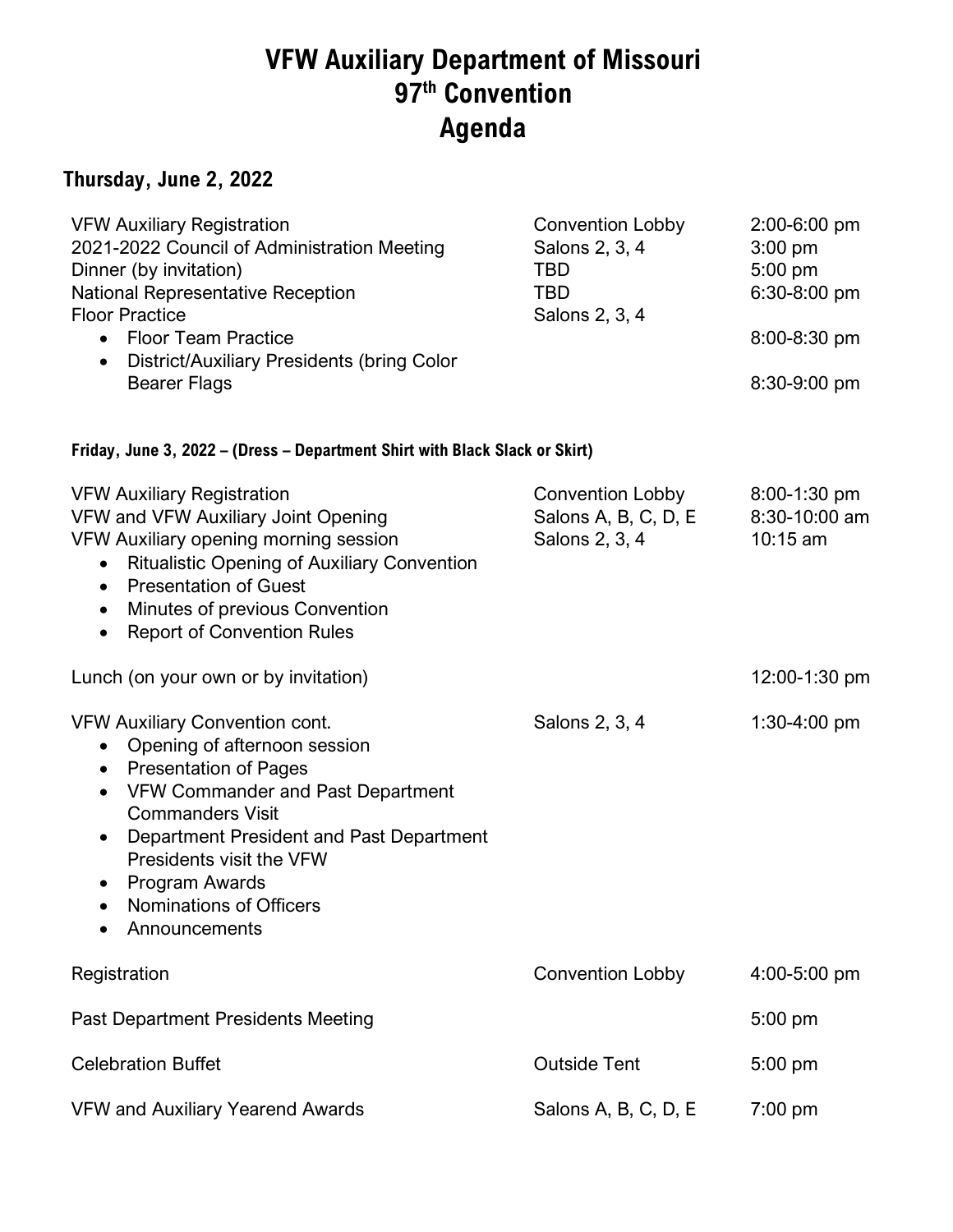# VFW Auxiliary Department of Missouri
# 97th Convention
# Agenda

## Thursday, June 2, 2022

| Event | Location | Time |
|---|---|---|
| VFW Auxiliary Registration | Convention Lobby | 2:00-6:00 pm |
| 2021-2022 Council of Administration Meeting | Salons 2, 3, 4 | 3:00 pm |
| Dinner (by invitation) | TBD | 5:00 pm |
| National Representative Reception | TBD | 6:30-8:00 pm |
| Floor Practice | Salons 2, 3, 4 | |
| • Floor Team Practice | | 8:00-8:30 pm |
| • District/Auxiliary Presidents (bring Color Bearer Flags | | 8:30-9:00 pm |

### Friday, June 3, 2022 – (Dress – Department Shirt with Black Slack or Skirt)

| Event | Location | Time |
|---|---|---|
| VFW Auxiliary Registration | Convention Lobby | 8:00-1:30 pm |
| VFW and VFW Auxiliary Joint Opening | Salons A, B, C, D, E | 8:30-10:00 am |
| VFW Auxiliary opening morning session | Salons 2, 3, 4 | 10:15 am |

- Ritualistic Opening of Auxiliary Convention
- Presentation of Guest
- Minutes of previous Convention
- Report of Convention Rules

| Event | Location | Time |
|---|---|---|
| Lunch (on your own or by invitation) | | 12:00-1:30 pm |
| VFW Auxiliary Convention cont. | Salons 2, 3, 4 | 1:30-4:00 pm |

- Opening of afternoon session
- Presentation of Pages
- VFW Commander and Past Department Commanders Visit
- Department President and Past Department Presidents visit the VFW
- Program Awards
- Nominations of Officers
- Announcements

| Event | Location | Time |
|---|---|---|
| Registration | Convention Lobby | 4:00-5:00 pm |
| Past Department Presidents Meeting | | 5:00 pm |
| Celebration Buffet | Outside Tent | 5:00 pm |
| VFW and Auxiliary Yearend Awards | Salons A, B, C, D, E | 7:00 pm |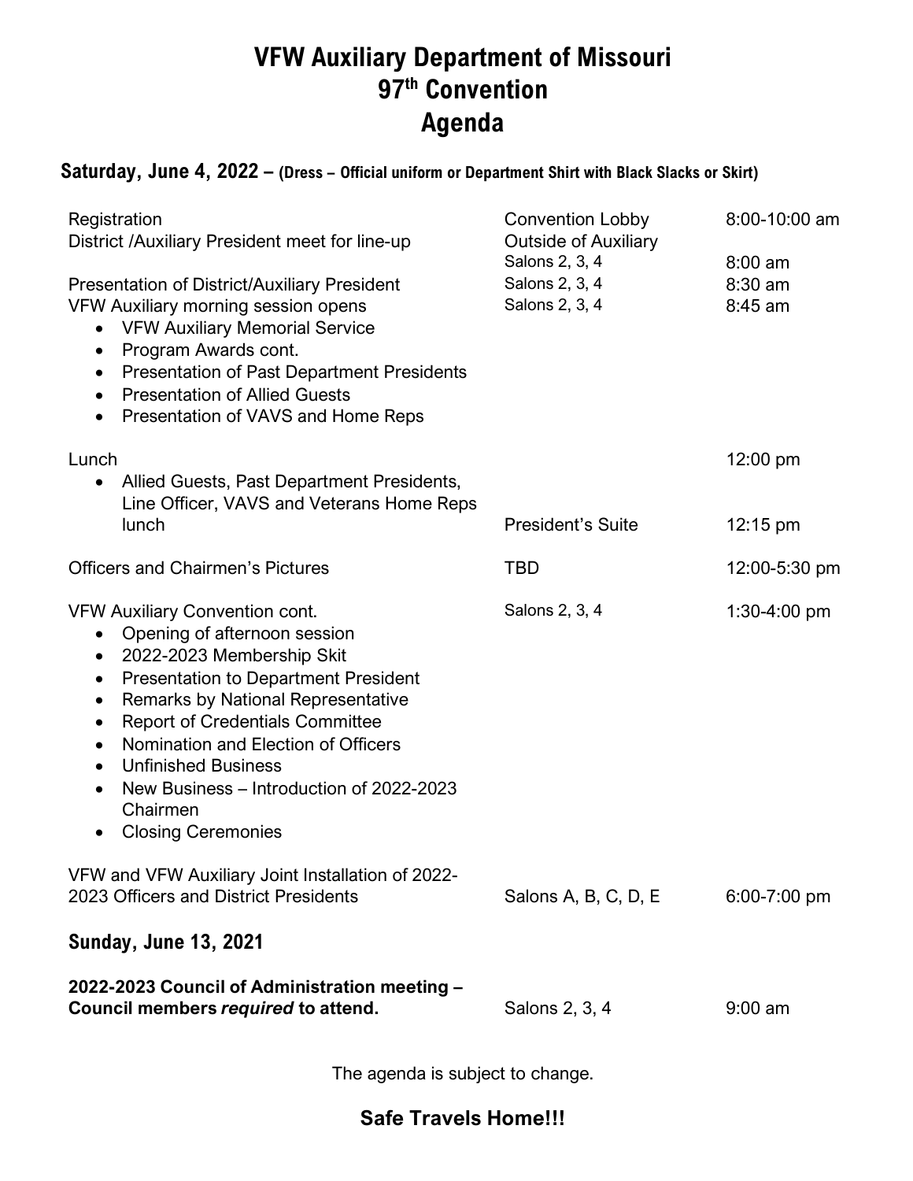# VFW Auxiliary Department of Missouri 97th Convention Agenda

## Saturday, June 4, 2022 – (Dress – Official uniform or Department Shirt with Black Slacks or Skirt)

| | | |
|---|---|---|
| Registration | Convention Lobby | 8:00-10:00 am |
| District /Auxiliary President meet for line-up | Outside of Auxiliary Salons 2, 3, 4 | 8:00 am |
| Presentation of District/Auxiliary President | Salons 2, 3, 4 | 8:30 am |
| VFW Auxiliary morning session opens<br>• VFW Auxiliary Memorial Service<br>• Program Awards cont.<br>• Presentation of Past Department Presidents<br>• Presentation of Allied Guests<br>• Presentation of VAVS and Home Reps | Salons 2, 3, 4 | 8:45 am |
| Lunch | | 12:00 pm |
| • Allied Guests, Past Department Presidents, Line Officer, VAVS and Veterans Home Reps lunch | President's Suite | 12:15 pm |
| Officers and Chairmen's Pictures | TBD | 12:00-5:30 pm |
| VFW Auxiliary Convention cont.<br>• Opening of afternoon session<br>• 2022-2023 Membership Skit<br>• Presentation to Department President<br>• Remarks by National Representative<br>• Report of Credentials Committee<br>• Nomination and Election of Officers<br>• Unfinished Business<br>• New Business – Introduction of 2022-2023 Chairmen<br>• Closing Ceremonies | Salons 2, 3, 4 | 1:30-4:00 pm |
| VFW and VFW Auxiliary Joint Installation of 2022-2023 Officers and District Presidents | Salons A, B, C, D, E | 6:00-7:00 pm |

## Sunday, June 13, 2021

| | | |
|---|---|---|
| **2022-2023 Council of Administration meeting – Council members *required* to attend.** | Salons 2, 3, 4 | 9:00 am |

The agenda is subject to change.

**Safe Travels Home!!!**